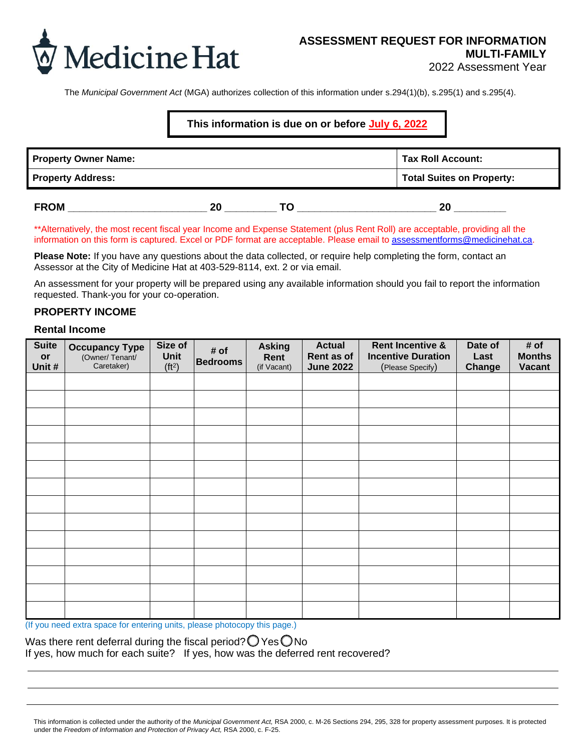Medicine Hat

# ASSESSMENT REQUEST FOR INFORMATION
## MULTI-FAMILY
2022 Assessment Year

The *Municipal Government Act* (MGA) authorizes collection of this information under s.294(1)(b), s.295(1) and s.295(4).

**This information is due on or before July 6, 2022**

| **Property Owner Name:** | **Tax Roll Account:** |
|---|---|
| **Property Address:** | **Total Suites on Property:** |

**FROM** ________________________ **20** ________ **TO** ________________________ **20** ________

**Alternatively, the most recent fiscal year Income and Expense Statement (plus Rent Roll) are acceptable, providing all the information on this form is captured. Excel or PDF format are acceptable. Please email to assessmentforms@medicinehat.ca.

**Please Note:** If you have any questions about the data collected, or require help completing the form, contact an Assessor at the City of Medicine Hat at 403-529-8114, ext. 2 or via email.

An assessment for your property will be prepared using any available information should you fail to report the information requested. Thank-you for your co-operation.

### PROPERTY INCOME

#### Rental Income

| Suite or Unit # | Occupancy Type (Owner/ Tenant/ Caretaker) | Size of Unit (ft$^2$) | # of Bedrooms | Asking Rent (if Vacant) | Actual Rent as of June 2022 | Rent Incentive & Incentive Duration (Please Specify) | Date of Last Change | # of Months Vacant |
|---|---|---|---|---|---|---|---|---|
| | | | | | | | | |
| | | | | | | | | |
| | | | | | | | | |
| | | | | | | | | |
| | | | | | | | | |
| | | | | | | | | |
| | | | | | | | | |
| | | | | | | | | |
| | | | | | | | | |
| | | | | | | | | |
| | | | | | | | | |
| | | | | | | | | |
| | | | | | | | | |
| | | | | | | | | |

(If you need extra space for entering units, please photocopy this page.)

Was there rent deferral during the fiscal period? ◯ Yes ◯ No

If yes, how much for each suite? If yes, how was the deferred rent recovered?

______________________________________________________________________________

______________________________________________________________________________

______________________________________________________________________________

This information is collected under the authority of the *Municipal Government Act,* RSA 2000, c. M-26 Sections 294, 295, 328 for property assessment purposes. It is protected under the *Freedom of Information and Protection of Privacy Act,* RSA 2000, c. F-25.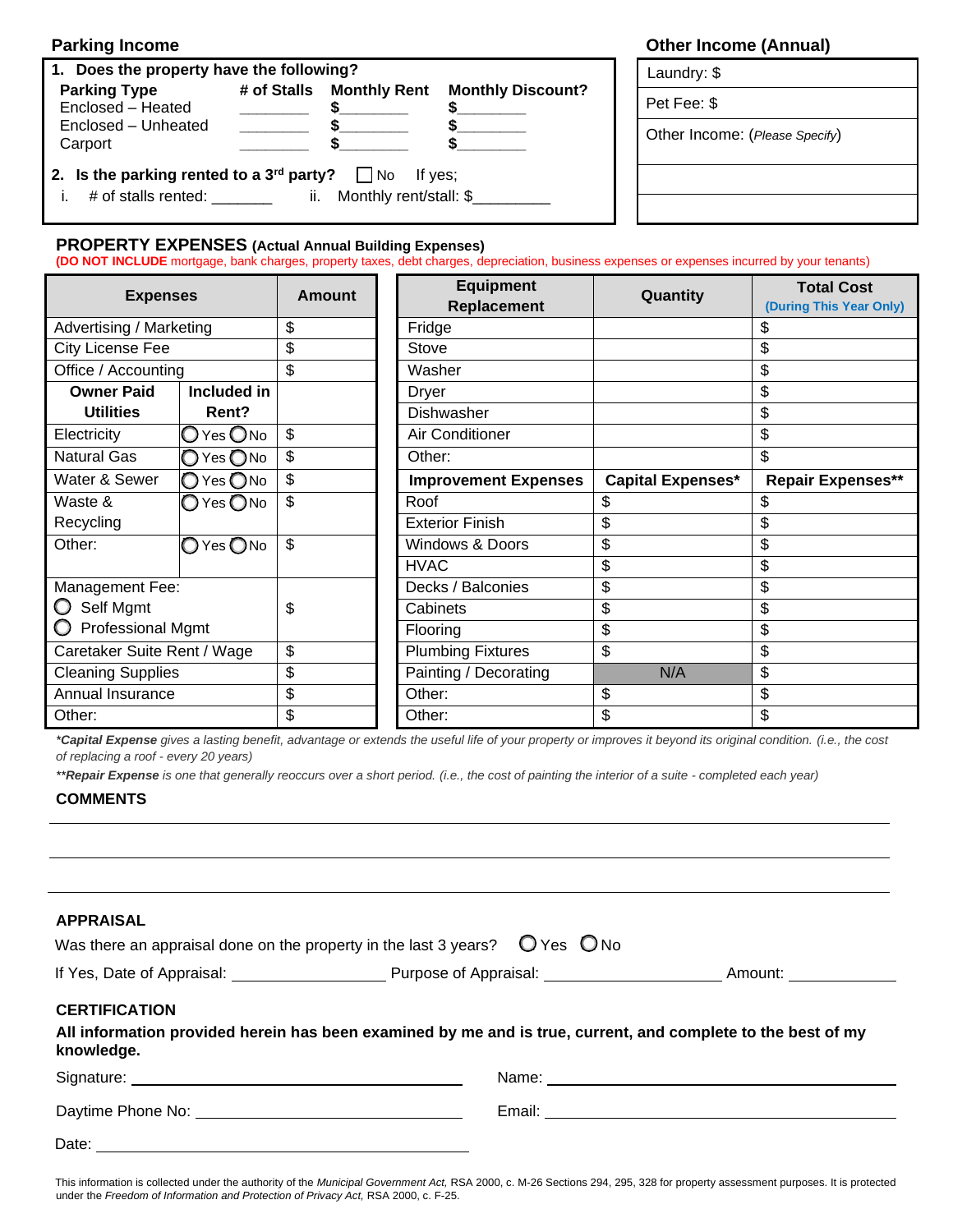## Parking Income

**1. Does the property have the following?**

| Parking Type | # of Stalls | Monthly Rent | Monthly Discount? |
|---|---|---|---|
| Enclosed – Heated | ________ | $________ | $________ |
| Enclosed – Unheated | ________ | $________ | $________ |
| Carport | ________ | $________ | $________ |

**2. Is the parking rented to a 3rd party?** ☐ No If yes;

i. # of stalls rented: _______ ii. Monthly rent/stall: $_________

## Other Income (Annual)

| |
|---|
| Laundry: $ |
| Pet Fee: $ |
| Other Income: (*Please Specify*) |
| |
| |

## PROPERTY EXPENSES (Actual Annual Building Expenses)

**(DO NOT INCLUDE** mortgage, bank charges, property taxes, debt charges, depreciation, business expenses or expenses incurred by your tenants)

| Expenses | | Amount |
|---|---|---|
| Advertising / Marketing | | $ |
| City License Fee | | $ |
| Office / Accounting | | $ |
| **Owner Paid Utilities** | **Included in Rent?** | |
| Electricity | ◯ Yes ◯ No | $ |
| Natural Gas | ◯ Yes ◯ No | $ |
| Water & Sewer | ◯ Yes ◯ No | $ |
| Waste & Recycling | ◯ Yes ◯ No | $ |
| Other: | ◯ Yes ◯ No | $ |
| Management Fee: ◯ Self Mgmt ◯ Professional Mgmt | | $ |
| Caretaker Suite Rent / Wage | | $ |
| Cleaning Supplies | | $ |
| Annual Insurance | | $ |
| Other: | | $ |

| Equipment Replacement | Quantity | Total Cost (During This Year Only) |
|---|---|---|
| Fridge | | $ |
| Stove | | $ |
| Washer | | $ |
| Dryer | | $ |
| Dishwasher | | $ |
| Air Conditioner | | $ |
| Other: | | $ |
| **Improvement Expenses** | **Capital Expenses*** | **Repair Expenses**** |
| Roof | $ | $ |
| Exterior Finish | $ | $ |
| Windows & Doors | $ | $ |
| HVAC | $ | $ |
| Decks / Balconies | $ | $ |
| Cabinets | $ | $ |
| Flooring | $ | $ |
| Plumbing Fixtures | $ | $ |
| Painting / Decorating | N/A | $ |
| Other: | $ | $ |
| Other: | $ | $ |

**Capital Expense* gives a lasting benefit, advantage or extends the useful life of your property or improves it beyond its original condition. (i.e., the cost of replacing a roof - every 20 years)*

***Repair Expense* is one that generally reoccurs over a short period. (i.e., the cost of painting the interior of a suite - completed each year)*

### COMMENTS

_______________________________________________

_______________________________________________

_______________________________________________

### APPRAISAL

Was there an appraisal done on the property in the last 3 years? ◯ Yes ◯ No

If Yes, Date of Appraisal: __________________ Purpose of Appraisal: ____________________ Amount: ____________

### CERTIFICATION

**All information provided herein has been examined by me and is true, current, and complete to the best of my knowledge.**

Signature: ______________________________ Name: ______________________________

Daytime Phone No: ______________________________ Email: ______________________________

Date: ______________________________

This information is collected under the authority of the *Municipal Government Act,* RSA 2000, c. M-26 Sections 294, 295, 328 for property assessment purposes. It is protected under the *Freedom of Information and Protection of Privacy Act,* RSA 2000, c. F-25.